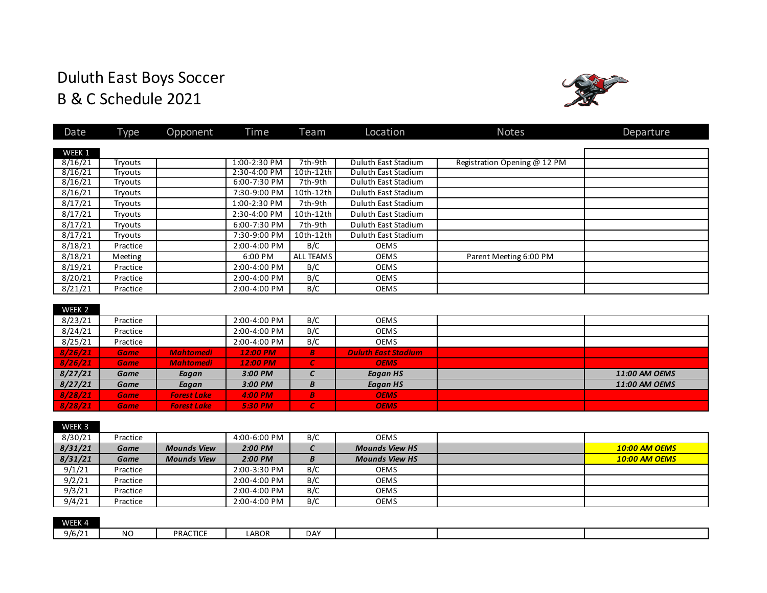# Duluth East Boys Soccer
# B & C Schedule 2021

| Date | Type | Opponent | Time | Team | Location | Notes | Departure |
|---|---|---|---|---|---|---|---|
| WEEK 1 | | | | | | | |
| 8/16/21 | Tryouts | | 1:00-2:30 PM | 7th-9th | Duluth East Stadium | Registration Opening @ 12 PM | |
| 8/16/21 | Tryouts | | 2:30-4:00 PM | 10th-12th | Duluth East Stadium | | |
| 8/16/21 | Tryouts | | 6:00-7:30 PM | 7th-9th | Duluth East Stadium | | |
| 8/16/21 | Tryouts | | 7:30-9:00 PM | 10th-12th | Duluth East Stadium | | |
| 8/17/21 | Tryouts | | 1:00-2:30 PM | 7th-9th | Duluth East Stadium | | |
| 8/17/21 | Tryouts | | 2:30-4:00 PM | 10th-12th | Duluth East Stadium | | |
| 8/17/21 | Tryouts | | 6:00-7:30 PM | 7th-9th | Duluth East Stadium | | |
| 8/17/21 | Tryouts | | 7:30-9:00 PM | 10th-12th | Duluth East Stadium | | |
| 8/18/21 | Practice | | 2:00-4:00 PM | B/C | OEMS | | |
| 8/18/21 | Meeting | | 6:00 PM | ALL TEAMS | OEMS | Parent Meeting 6:00 PM | |
| 8/19/21 | Practice | | 2:00-4:00 PM | B/C | OEMS | | |
| 8/20/21 | Practice | | 2:00-4:00 PM | B/C | OEMS | | |
| 8/21/21 | Practice | | 2:00-4:00 PM | B/C | OEMS | | |
| WEEK 2 | | | | | | | |
| 8/23/21 | Practice | | 2:00-4:00 PM | B/C | OEMS | | |
| 8/24/21 | Practice | | 2:00-4:00 PM | B/C | OEMS | | |
| 8/25/21 | Practice | | 2:00-4:00 PM | B/C | OEMS | | |
| ***8/26/21*** | ***Game*** | ***Mahtomedi*** | ***12:00 PM*** | ***B*** | ***Duluth East Stadium*** | | |
| ***8/26/21*** | ***Game*** | ***Mahtomedi*** | ***12:00 PM*** | ***C*** | ***OEMS*** | | |
| ***8/27/21*** | ***Game*** | ***Eagan*** | ***3:00 PM*** | ***C*** | ***Eagan HS*** | | ***11:00 AM OEMS*** |
| ***8/27/21*** | ***Game*** | ***Eagan*** | ***3:00 PM*** | ***B*** | ***Eagan HS*** | | ***11:00 AM OEMS*** |
| ***8/28/21*** | ***Game*** | ***Forest Lake*** | ***4:00 PM*** | ***B*** | ***OEMS*** | | |
| ***8/28/21*** | ***Game*** | ***Forest Lake*** | ***5:30 PM*** | ***C*** | ***OEMS*** | | |
| WEEK 3 | | | | | | | |
| 8/30/21 | Practice | | 4:00-6:00 PM | B/C | OEMS | | |
| ***8/31/21*** | ***Game*** | ***Mounds View*** | ***2:00 PM*** | ***C*** | ***Mounds View HS*** | | ***10:00 AM OEMS*** |
| ***8/31/21*** | ***Game*** | ***Mounds View*** | ***2:00 PM*** | ***B*** | ***Mounds View HS*** | | ***10:00 AM OEMS*** |
| 9/1/21 | Practice | | 2:00-3:30 PM | B/C | OEMS | | |
| 9/2/21 | Practice | | 2:00-4:00 PM | B/C | OEMS | | |
| 9/3/21 | Practice | | 2:00-4:00 PM | B/C | OEMS | | |
| 9/4/21 | Practice | | 2:00-4:00 PM | B/C | OEMS | | |
| WEEK 4 | | | | | | | |
| 9/6/21 | NO | PRACTICE | LABOR | DAY | | | |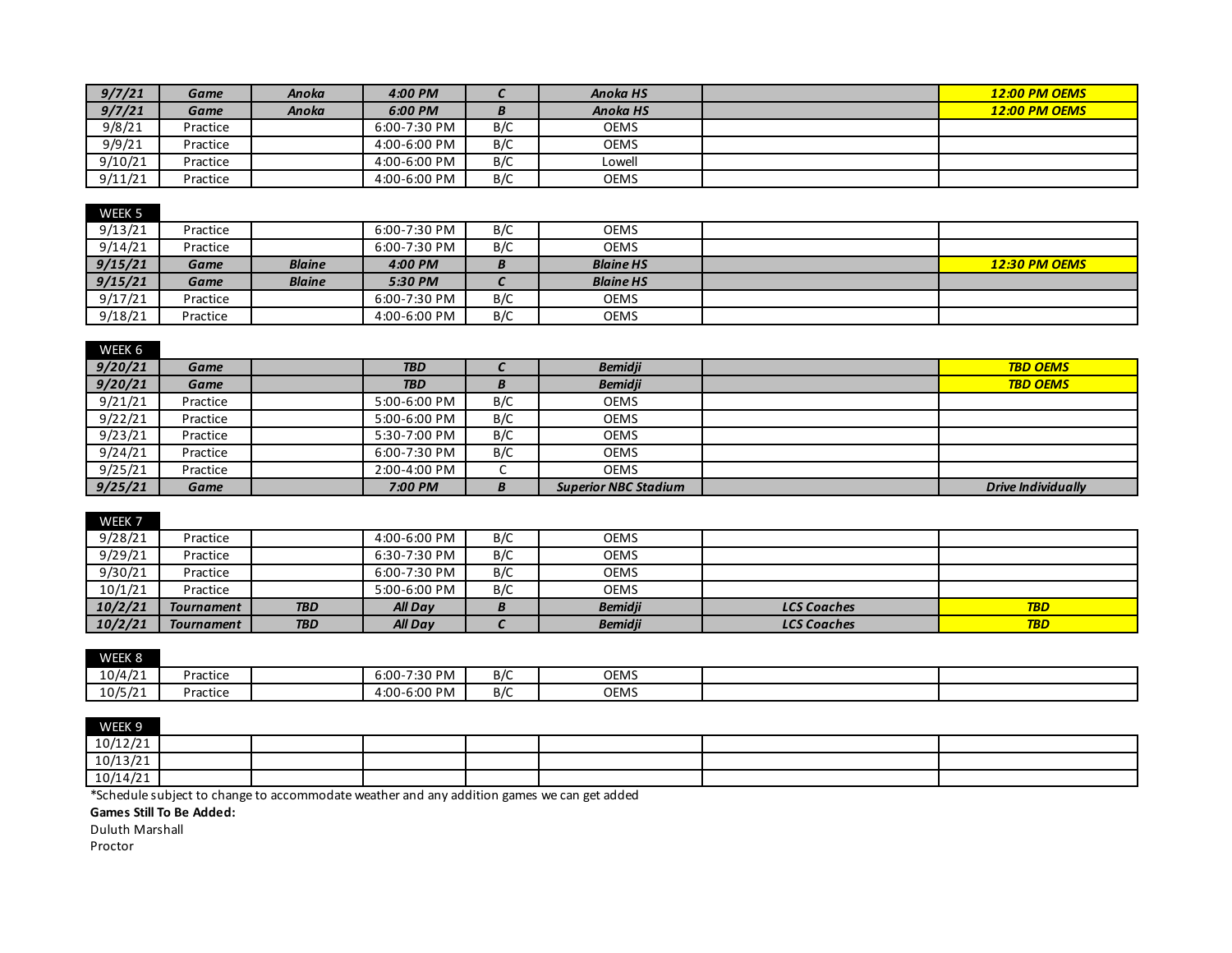| | | | | | | | |
|---|---|---|---|---|---|---|---|
| ***9/7/21*** | ***Game*** | ***Anoka*** | ***4:00 PM*** | ***C*** | ***Anoka HS*** | | ***12:00 PM OEMS*** |
| ***9/7/21*** | ***Game*** | ***Anoka*** | ***6:00 PM*** | ***B*** | ***Anoka HS*** | | ***12:00 PM OEMS*** |
| 9/8/21 | Practice | | 6:00-7:30 PM | B/C | OEMS | | |
| 9/9/21 | Practice | | 4:00-6:00 PM | B/C | OEMS | | |
| 9/10/21 | Practice | | 4:00-6:00 PM | B/C | Lowell | | |
| 9/11/21 | Practice | | 4:00-6:00 PM | B/C | OEMS | | |

| WEEK 5 | | | | | | | |
|---|---|---|---|---|---|---|---|
| 9/13/21 | Practice | | 6:00-7:30 PM | B/C | OEMS | | |
| 9/14/21 | Practice | | 6:00-7:30 PM | B/C | OEMS | | |
| ***9/15/21*** | ***Game*** | ***Blaine*** | ***4:00 PM*** | ***B*** | ***Blaine HS*** | | ***12:30 PM OEMS*** |
| ***9/15/21*** | ***Game*** | ***Blaine*** | ***5:30 PM*** | ***C*** | ***Blaine HS*** | | |
| 9/17/21 | Practice | | 6:00-7:30 PM | B/C | OEMS | | |
| 9/18/21 | Practice | | 4:00-6:00 PM | B/C | OEMS | | |

| WEEK 6 | | | | | | | |
|---|---|---|---|---|---|---|---|
| ***9/20/21*** | ***Game*** | | ***TBD*** | ***C*** | ***Bemidji*** | | ***TBD OEMS*** |
| ***9/20/21*** | ***Game*** | | ***TBD*** | ***B*** | ***Bemidji*** | | ***TBD OEMS*** |
| 9/21/21 | Practice | | 5:00-6:00 PM | B/C | OEMS | | |
| 9/22/21 | Practice | | 5:00-6:00 PM | B/C | OEMS | | |
| 9/23/21 | Practice | | 5:30-7:00 PM | B/C | OEMS | | |
| 9/24/21 | Practice | | 6:00-7:30 PM | B/C | OEMS | | |
| 9/25/21 | Practice | | 2:00-4:00 PM | C | OEMS | | |
| ***9/25/21*** | ***Game*** | | ***7:00 PM*** | ***B*** | ***Superior NBC Stadium*** | | ***Drive Individually*** |

| WEEK 7 | | | | | | | |
|---|---|---|---|---|---|---|---|
| 9/28/21 | Practice | | 4:00-6:00 PM | B/C | OEMS | | |
| 9/29/21 | Practice | | 6:30-7:30 PM | B/C | OEMS | | |
| 9/30/21 | Practice | | 6:00-7:30 PM | B/C | OEMS | | |
| 10/1/21 | Practice | | 5:00-6:00 PM | B/C | OEMS | | |
| ***10/2/21*** | ***Tournament*** | ***TBD*** | ***All Day*** | ***B*** | ***Bemidji*** | ***LCS Coaches*** | ***TBD*** |
| ***10/2/21*** | ***Tournament*** | ***TBD*** | ***All Day*** | ***C*** | ***Bemidji*** | ***LCS Coaches*** | ***TBD*** |

| WEEK 8 | | | | | | | |
|---|---|---|---|---|---|---|---|
| 10/4/21 | Practice | | 6:00-7:30 PM | B/C | OEMS | | |
| 10/5/21 | Practice | | 4:00-6:00 PM | B/C | OEMS | | |

| WEEK 9 | | | | | | | |
|---|---|---|---|---|---|---|---|
| 10/12/21 | | | | | | | |
| 10/13/21 | | | | | | | |
| 10/14/21 | | | | | | | |

*Schedule subject to change to accommodate weather and any addition games we can get added

**Games Still To Be Added:**

Duluth Marshall

Proctor